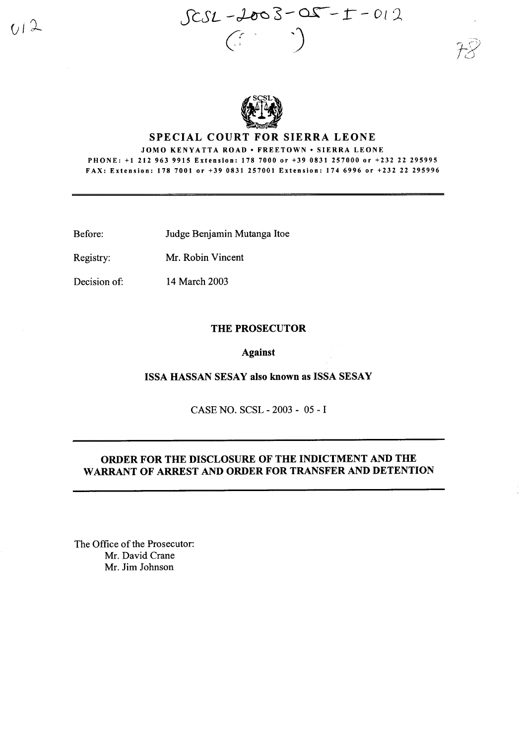SCSL-2003-05-I-012

# SPECIAL COURT FOR SIERRA LEONE

JOMO KENYATTA ROAD • FREETOWN • SIERRA LEONE

PHONE: +1 212 963 9915 Extension: 178 7000 or +39 0831 257000 or +232 22 295995
FAX: Extension: 178 7001 or +39 0831 257001 Extension: 174 6996 or +232 22 295996

Before: Judge Benjamin Mutanga Itoe

Registry: Mr. Robin Vincent

Decision of: 14 March 2003

**THE PROSECUTOR**

**Against**

**ISSA HASSAN SESAY also known as ISSA SESAY**

CASE NO. SCSL - 2003 - 05 - I

## ORDER FOR THE DISCLOSURE OF THE INDICTMENT AND THE WARRANT OF ARREST AND ORDER FOR TRANSFER AND DETENTION

The Office of the Prosecutor:
Mr. David Crane
Mr. Jim Johnson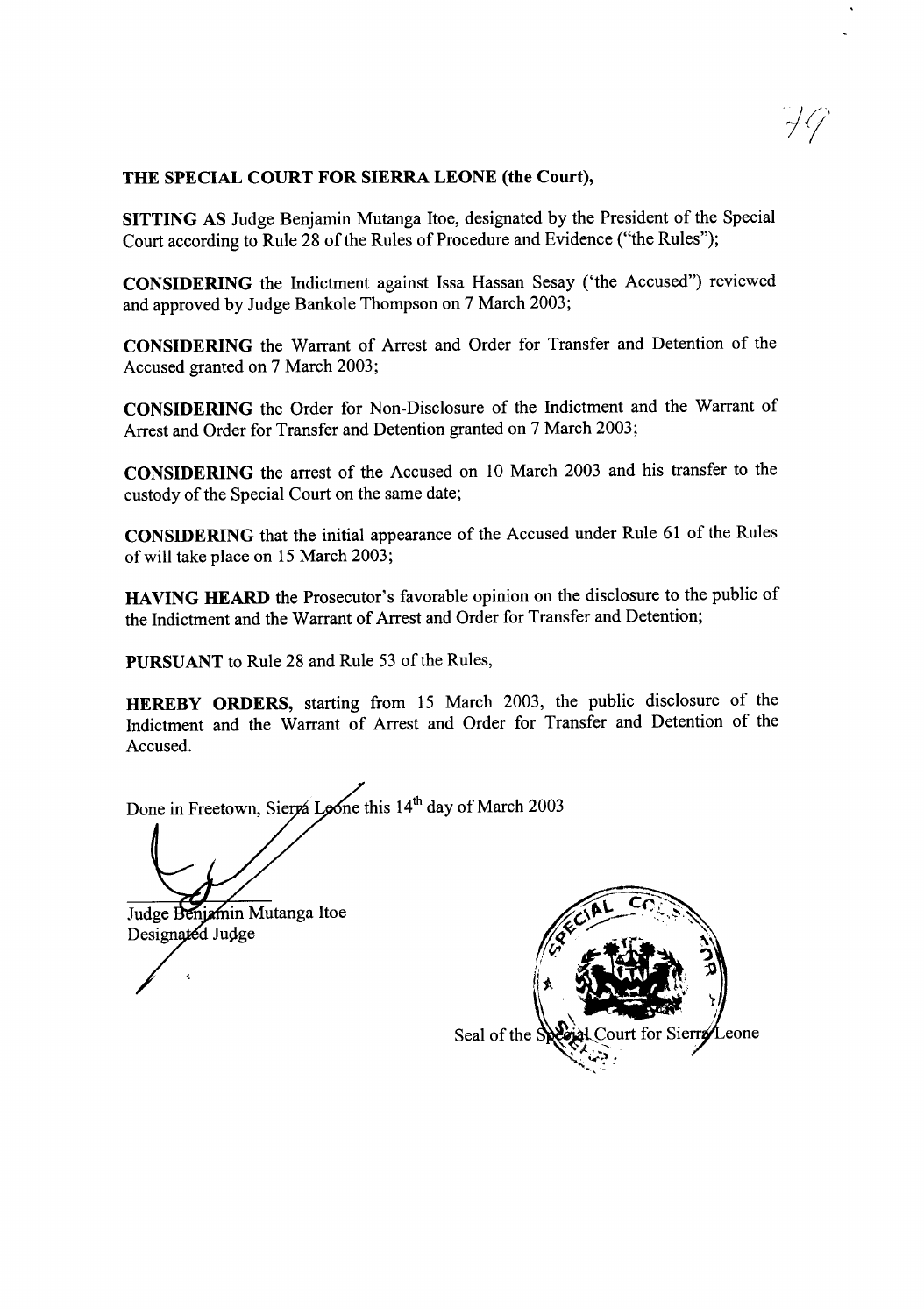**THE SPECIAL COURT FOR SIERRA LEONE (the Court),**

**SITTING AS** Judge Benjamin Mutanga Itoe, designated by the President of the Special Court according to Rule 28 of the Rules of Procedure and Evidence ("the Rules");

**CONSIDERING** the Indictment against Issa Hassan Sesay ('the Accused") reviewed and approved by Judge Bankole Thompson on 7 March 2003;

**CONSIDERING** the Warrant of Arrest and Order for Transfer and Detention of the Accused granted on 7 March 2003;

**CONSIDERING** the Order for Non-Disclosure of the Indictment and the Warrant of Arrest and Order for Transfer and Detention granted on 7 March 2003;

**CONSIDERING** the arrest of the Accused on 10 March 2003 and his transfer to the custody of the Special Court on the same date;

**CONSIDERING** that the initial appearance of the Accused under Rule 61 of the Rules of will take place on 15 March 2003;

**HAVING HEARD** the Prosecutor's favorable opinion on the disclosure to the public of the Indictment and the Warrant of Arrest and Order for Transfer and Detention;

**PURSUANT** to Rule 28 and Rule 53 of the Rules,

**HEREBY ORDERS,** starting from 15 March 2003, the public disclosure of the Indictment and the Warrant of Arrest and Order for Transfer and Detention of the Accused.

Done in Freetown, Sierra Leone this 14th day of March 2003

Judge Benjamin Mutanga Itoe
Designated Judge

Seal of the Special Court for Sierra Leone